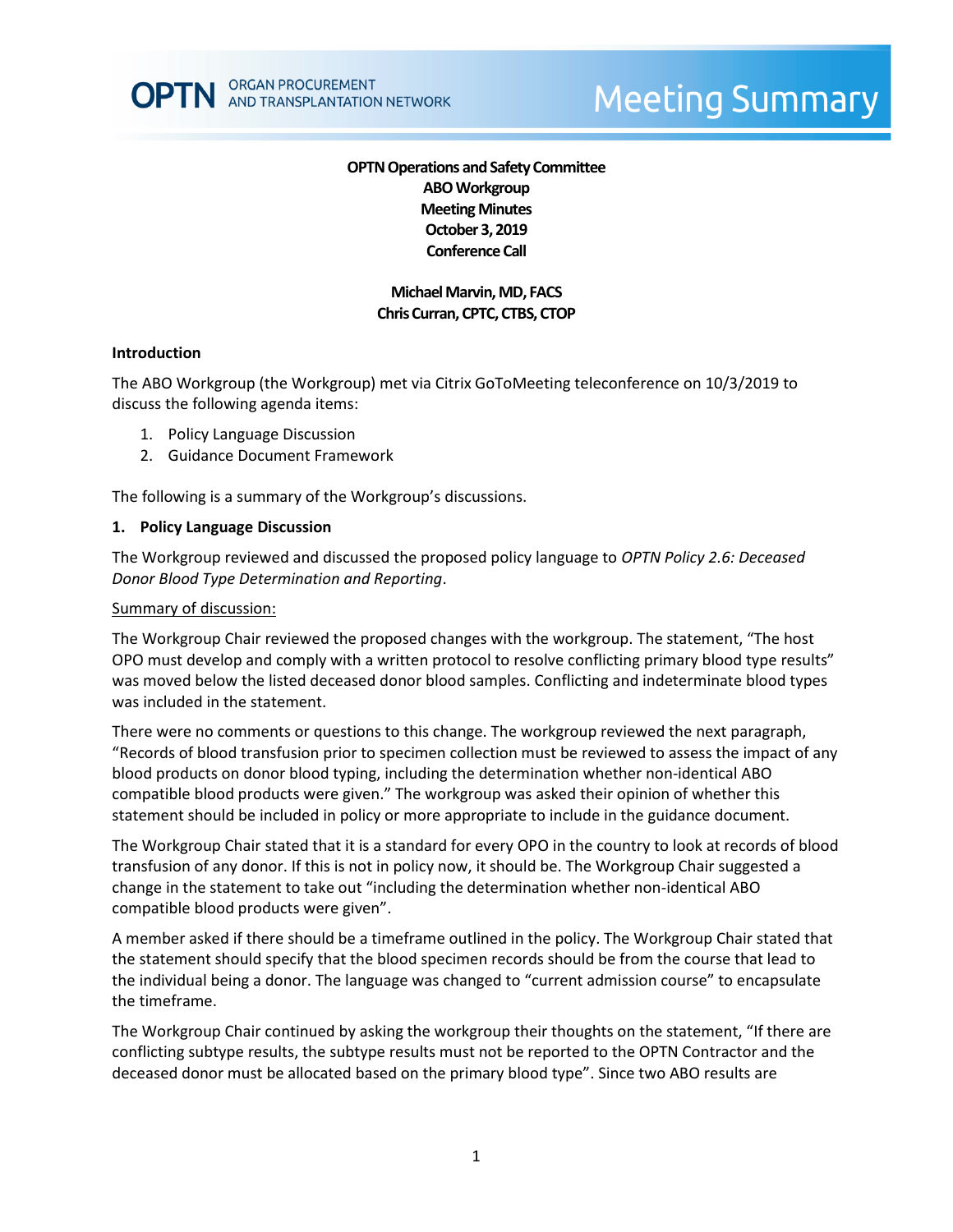OPTN ORGAN PROCUREMENT AND TRANSPLANTATION NETWORK

# Meeting Summary

**OPTN Operations and Safety Committee**
**ABO Workgroup**
**Meeting Minutes**
**October 3, 2019**
**Conference Call**

**Michael Marvin, MD, FACS**
**Chris Curran, CPTC, CTBS, CTOP**

## Introduction

The ABO Workgroup (the Workgroup) met via Citrix GoToMeeting teleconference on 10/3/2019 to discuss the following agenda items:

1. Policy Language Discussion
2. Guidance Document Framework

The following is a summary of the Workgroup's discussions.

### 1. Policy Language Discussion

The Workgroup reviewed and discussed the proposed policy language to *OPTN Policy 2.6: Deceased Donor Blood Type Determination and Reporting*.

Summary of discussion:

The Workgroup Chair reviewed the proposed changes with the workgroup. The statement, "The host OPO must develop and comply with a written protocol to resolve conflicting primary blood type results" was moved below the listed deceased donor blood samples. Conflicting and indeterminate blood types was included in the statement.

There were no comments or questions to this change. The workgroup reviewed the next paragraph, "Records of blood transfusion prior to specimen collection must be reviewed to assess the impact of any blood products on donor blood typing, including the determination whether non-identical ABO compatible blood products were given." The workgroup was asked their opinion of whether this statement should be included in policy or more appropriate to include in the guidance document.

The Workgroup Chair stated that it is a standard for every OPO in the country to look at records of blood transfusion of any donor. If this is not in policy now, it should be. The Workgroup Chair suggested a change in the statement to take out "including the determination whether non-identical ABO compatible blood products were given".

A member asked if there should be a timeframe outlined in the policy. The Workgroup Chair stated that the statement should specify that the blood specimen records should be from the course that lead to the individual being a donor. The language was changed to "current admission course" to encapsulate the timeframe.

The Workgroup Chair continued by asking the workgroup their thoughts on the statement, "If there are conflicting subtype results, the subtype results must not be reported to the OPTN Contractor and the deceased donor must be allocated based on the primary blood type". Since two ABO results are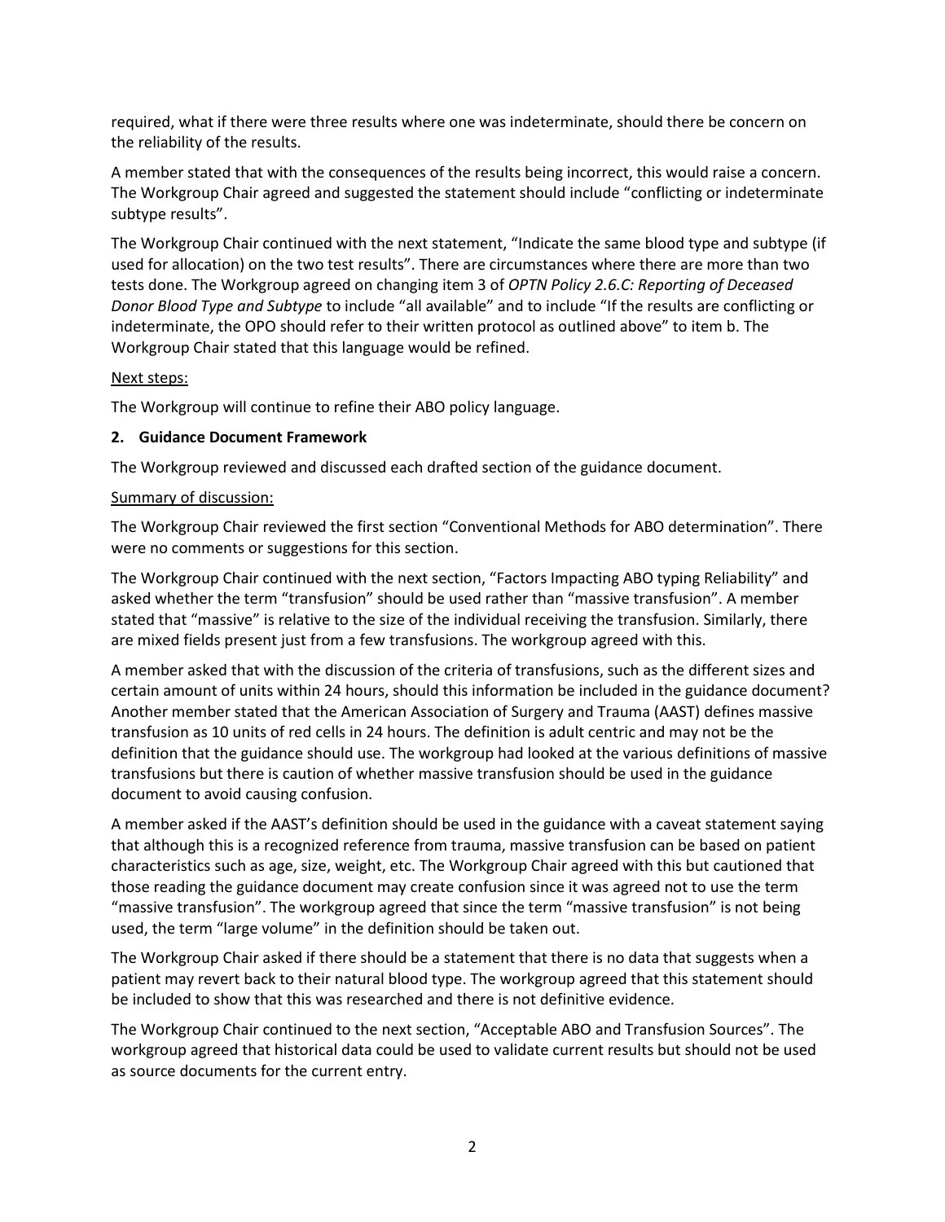required, what if there were three results where one was indeterminate, should there be concern on the reliability of the results.

A member stated that with the consequences of the results being incorrect, this would raise a concern. The Workgroup Chair agreed and suggested the statement should include "conflicting or indeterminate subtype results".

The Workgroup Chair continued with the next statement, "Indicate the same blood type and subtype (if used for allocation) on the two test results". There are circumstances where there are more than two tests done. The Workgroup agreed on changing item 3 of *OPTN Policy 2.6.C: Reporting of Deceased Donor Blood Type and Subtype* to include "all available" and to include "If the results are conflicting or indeterminate, the OPO should refer to their written protocol as outlined above" to item b. The Workgroup Chair stated that this language would be refined.

Next steps:

The Workgroup will continue to refine their ABO policy language.

**2. Guidance Document Framework**

The Workgroup reviewed and discussed each drafted section of the guidance document.

Summary of discussion:

The Workgroup Chair reviewed the first section "Conventional Methods for ABO determination". There were no comments or suggestions for this section.

The Workgroup Chair continued with the next section, "Factors Impacting ABO typing Reliability" and asked whether the term "transfusion" should be used rather than "massive transfusion". A member stated that "massive" is relative to the size of the individual receiving the transfusion. Similarly, there are mixed fields present just from a few transfusions. The workgroup agreed with this.

A member asked that with the discussion of the criteria of transfusions, such as the different sizes and certain amount of units within 24 hours, should this information be included in the guidance document? Another member stated that the American Association of Surgery and Trauma (AAST) defines massive transfusion as 10 units of red cells in 24 hours. The definition is adult centric and may not be the definition that the guidance should use. The workgroup had looked at the various definitions of massive transfusions but there is caution of whether massive transfusion should be used in the guidance document to avoid causing confusion.

A member asked if the AAST's definition should be used in the guidance with a caveat statement saying that although this is a recognized reference from trauma, massive transfusion can be based on patient characteristics such as age, size, weight, etc. The Workgroup Chair agreed with this but cautioned that those reading the guidance document may create confusion since it was agreed not to use the term "massive transfusion". The workgroup agreed that since the term "massive transfusion" is not being used, the term "large volume" in the definition should be taken out.

The Workgroup Chair asked if there should be a statement that there is no data that suggests when a patient may revert back to their natural blood type. The workgroup agreed that this statement should be included to show that this was researched and there is not definitive evidence.

The Workgroup Chair continued to the next section, "Acceptable ABO and Transfusion Sources". The workgroup agreed that historical data could be used to validate current results but should not be used as source documents for the current entry.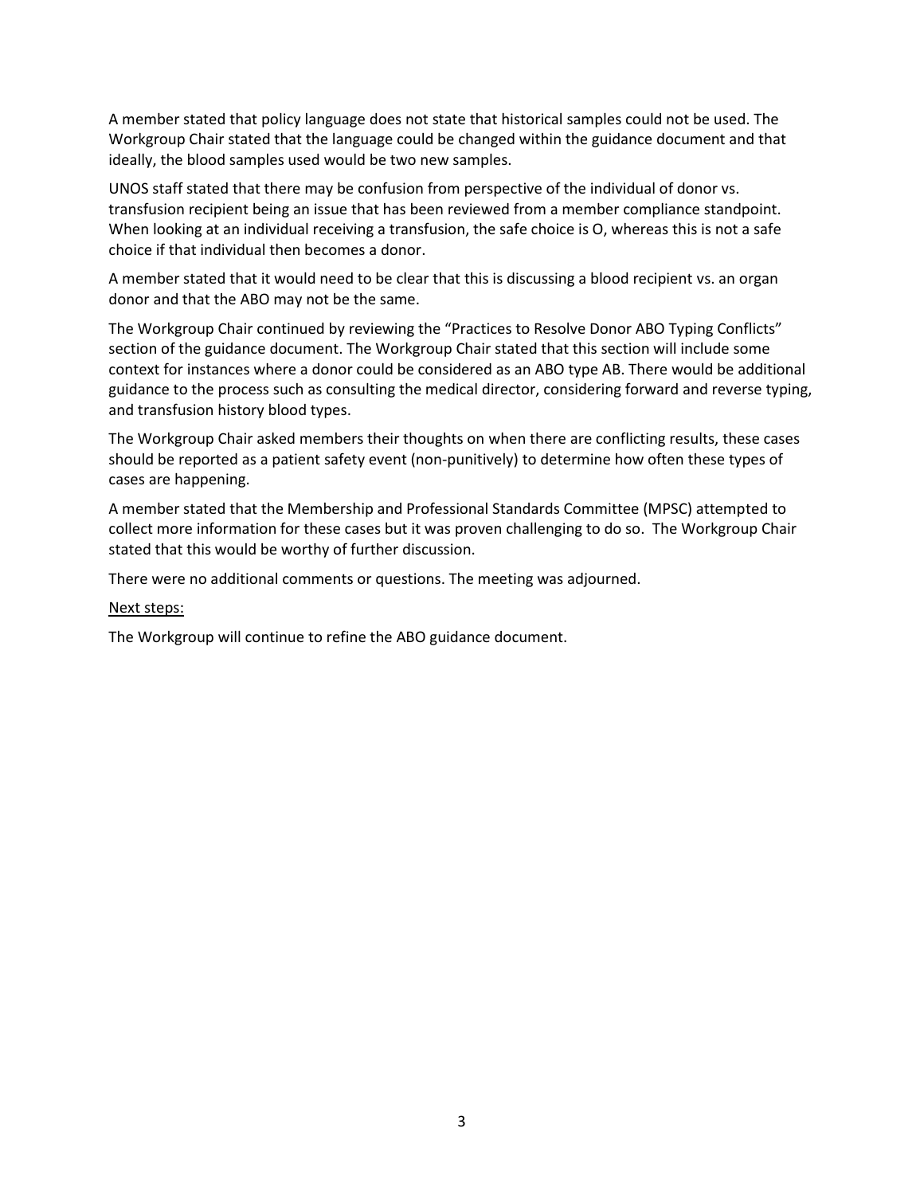A member stated that policy language does not state that historical samples could not be used. The Workgroup Chair stated that the language could be changed within the guidance document and that ideally, the blood samples used would be two new samples.

UNOS staff stated that there may be confusion from perspective of the individual of donor vs. transfusion recipient being an issue that has been reviewed from a member compliance standpoint. When looking at an individual receiving a transfusion, the safe choice is O, whereas this is not a safe choice if that individual then becomes a donor.

A member stated that it would need to be clear that this is discussing a blood recipient vs. an organ donor and that the ABO may not be the same.

The Workgroup Chair continued by reviewing the "Practices to Resolve Donor ABO Typing Conflicts" section of the guidance document. The Workgroup Chair stated that this section will include some context for instances where a donor could be considered as an ABO type AB. There would be additional guidance to the process such as consulting the medical director, considering forward and reverse typing, and transfusion history blood types.

The Workgroup Chair asked members their thoughts on when there are conflicting results, these cases should be reported as a patient safety event (non-punitively) to determine how often these types of cases are happening.

A member stated that the Membership and Professional Standards Committee (MPSC) attempted to collect more information for these cases but it was proven challenging to do so. The Workgroup Chair stated that this would be worthy of further discussion.

There were no additional comments or questions. The meeting was adjourned.

<u>Next steps:</u>

The Workgroup will continue to refine the ABO guidance document.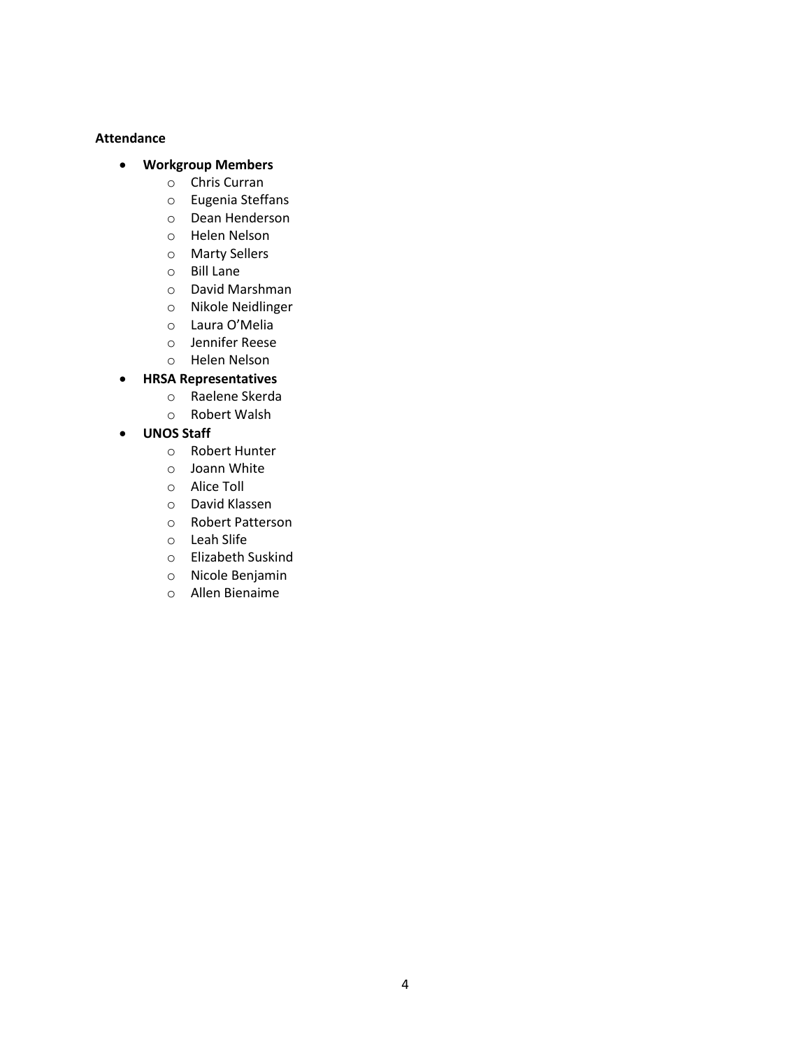**Attendance**

- **Workgroup Members**
  - Chris Curran
  - Eugenia Steffans
  - Dean Henderson
  - Helen Nelson
  - Marty Sellers
  - Bill Lane
  - David Marshman
  - Nikole Neidlinger
  - Laura O'Melia
  - Jennifer Reese
  - Helen Nelson
- **HRSA Representatives**
  - Raelene Skerda
  - Robert Walsh
- **UNOS Staff**
  - Robert Hunter
  - Joann White
  - Alice Toll
  - David Klassen
  - Robert Patterson
  - Leah Slife
  - Elizabeth Suskind
  - Nicole Benjamin
  - Allen Bienaime